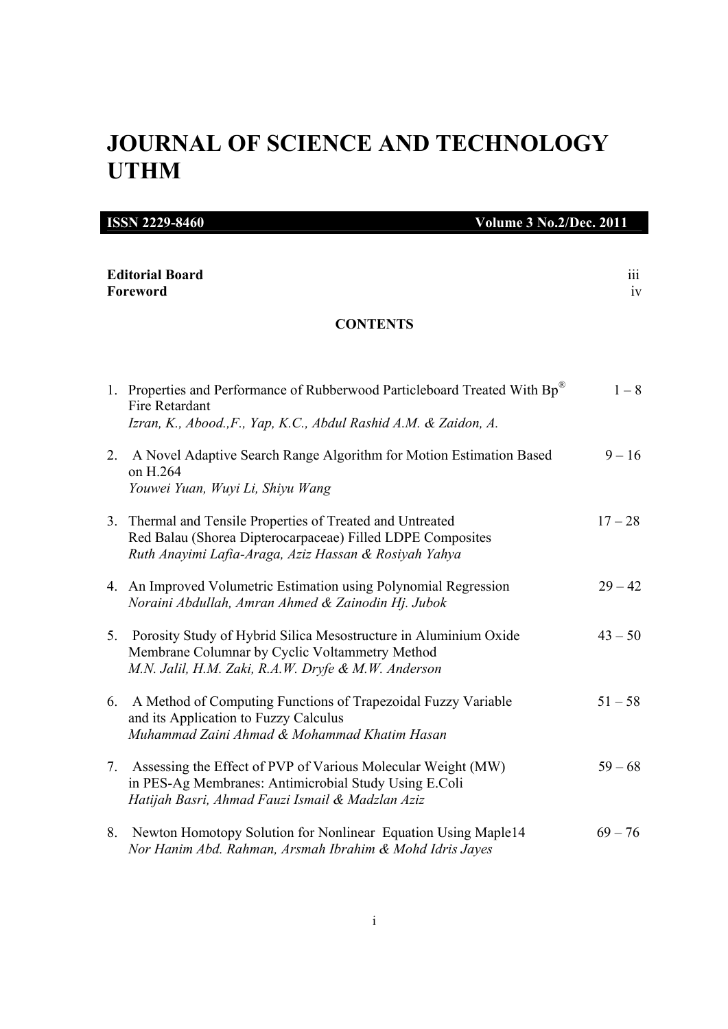# JOURNAL OF SCIENCE AND TECHNOLOGY UTHM

**ISSN 2229-8460** **Volume 3 No.2/Dec. 2011**

**Editorial Board** iii
**Foreword** iv

## CONTENTS

1. Properties and Performance of Rubberwood Particleboard Treated With Bp® Fire Retardant — 1 – 8
   *Izran, K., Abood.,F., Yap, K.C., Abdul Rashid A.M. & Zaidon, A.*

2. A Novel Adaptive Search Range Algorithm for Motion Estimation Based on H.264 — 9 – 16
   *Youwei Yuan, Wuyi Li, Shiyu Wang*

3. Thermal and Tensile Properties of Treated and Untreated Red Balau (Shorea Dipterocarpaceae) Filled LDPE Composites — 17 – 28
   *Ruth Anayimi Lafia-Araga, Aziz Hassan & Rosiyah Yahya*

4. An Improved Volumetric Estimation using Polynomial Regression — 29 – 42
   *Noraini Abdullah, Amran Ahmed & Zainodin Hj. Jubok*

5. Porosity Study of Hybrid Silica Mesostructure in Aluminium Oxide Membrane Columnar by Cyclic Voltammetry Method — 43 – 50
   *M.N. Jalil, H.M. Zaki, R.A.W. Dryfe & M.W. Anderson*

6. A Method of Computing Functions of Trapezoidal Fuzzy Variable and its Application to Fuzzy Calculus — 51 – 58
   *Muhammad Zaini Ahmad & Mohammad Khatim Hasan*

7. Assessing the Effect of PVP of Various Molecular Weight (MW) in PES-Ag Membranes: Antimicrobial Study Using E.Coli — 59 – 68
   *Hatijah Basri, Ahmad Fauzi Ismail & Madzlan Aziz*

8. Newton Homotopy Solution for Nonlinear Equation Using Maple14 — 69 – 76
   *Nor Hanim Abd. Rahman, Arsmah Ibrahim & Mohd Idris Jayes*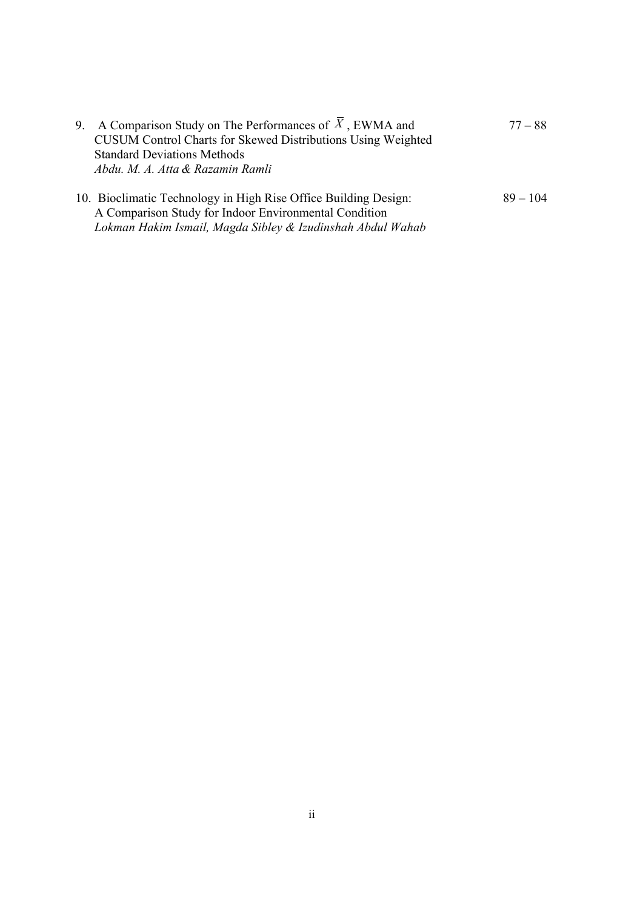9. A Comparison Study on The Performances of $\overline{X}$, EWMA and CUSUM Control Charts for Skewed Distributions Using Weighted Standard Deviations Methods — 77 – 88
   *Abdu. M. A. Atta & Razamin Ramli*

10. Bioclimatic Technology in High Rise Office Building Design: A Comparison Study for Indoor Environmental Condition — 89 – 104
    *Lokman Hakim Ismail, Magda Sibley & Izudinshah Abdul Wahab*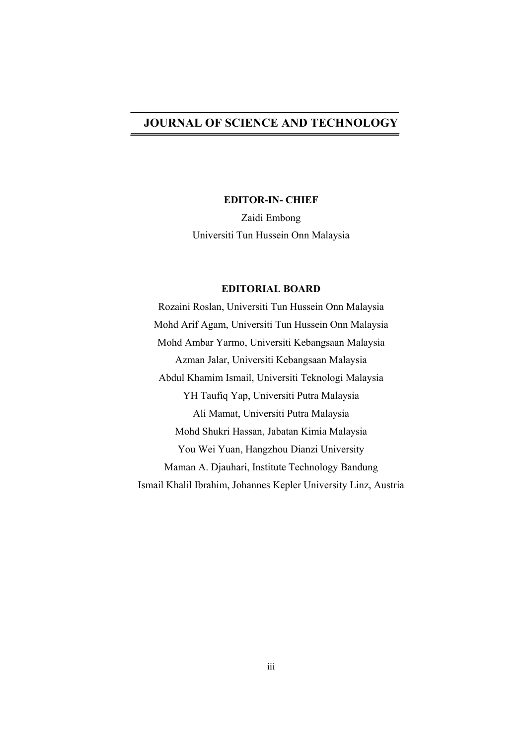# JOURNAL OF SCIENCE AND TECHNOLOGY

**EDITOR-IN- CHIEF**

Zaidi Embong

Universiti Tun Hussein Onn Malaysia

**EDITORIAL BOARD**

Rozaini Roslan, Universiti Tun Hussein Onn Malaysia

Mohd Arif Agam, Universiti Tun Hussein Onn Malaysia

Mohd Ambar Yarmo, Universiti Kebangsaan Malaysia

Azman Jalar, Universiti Kebangsaan Malaysia

Abdul Khamim Ismail, Universiti Teknologi Malaysia

YH Taufiq Yap, Universiti Putra Malaysia

Ali Mamat, Universiti Putra Malaysia

Mohd Shukri Hassan, Jabatan Kimia Malaysia

You Wei Yuan, Hangzhou Dianzi University

Maman A. Djauhari, Institute Technology Bandung

Ismail Khalil Ibrahim, Johannes Kepler University Linz, Austria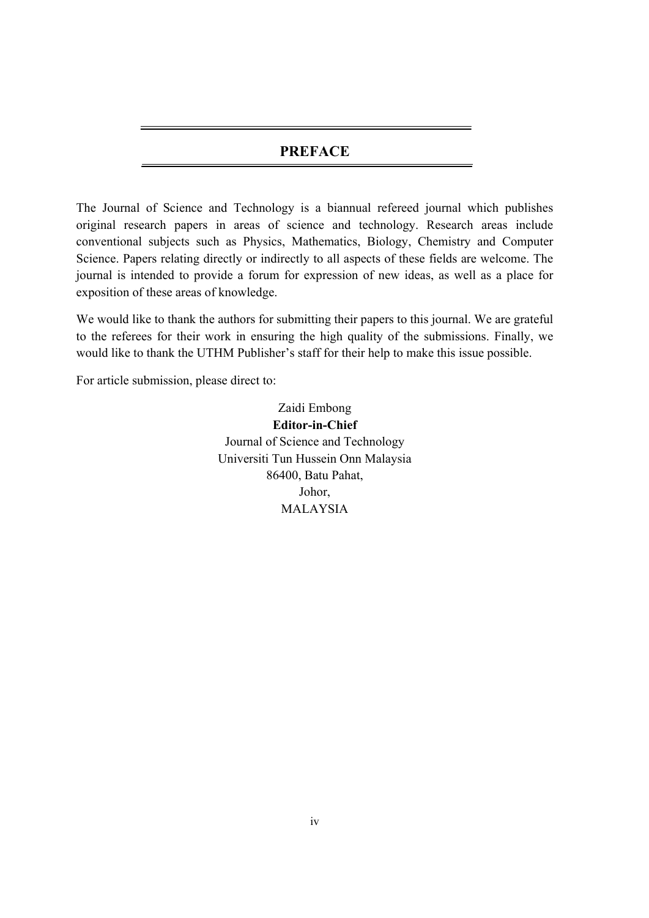# PREFACE

The Journal of Science and Technology is a biannual refereed journal which publishes original research papers in areas of science and technology. Research areas include conventional subjects such as Physics, Mathematics, Biology, Chemistry and Computer Science. Papers relating directly or indirectly to all aspects of these fields are welcome. The journal is intended to provide a forum for expression of new ideas, as well as a place for exposition of these areas of knowledge.

We would like to thank the authors for submitting their papers to this journal. We are grateful to the referees for their work in ensuring the high quality of the submissions. Finally, we would like to thank the UTHM Publisher's staff for their help to make this issue possible.

For article submission, please direct to:

Zaidi Embong
**Editor-in-Chief**
Journal of Science and Technology
Universiti Tun Hussein Onn Malaysia
86400, Batu Pahat,
Johor,
MALAYSIA